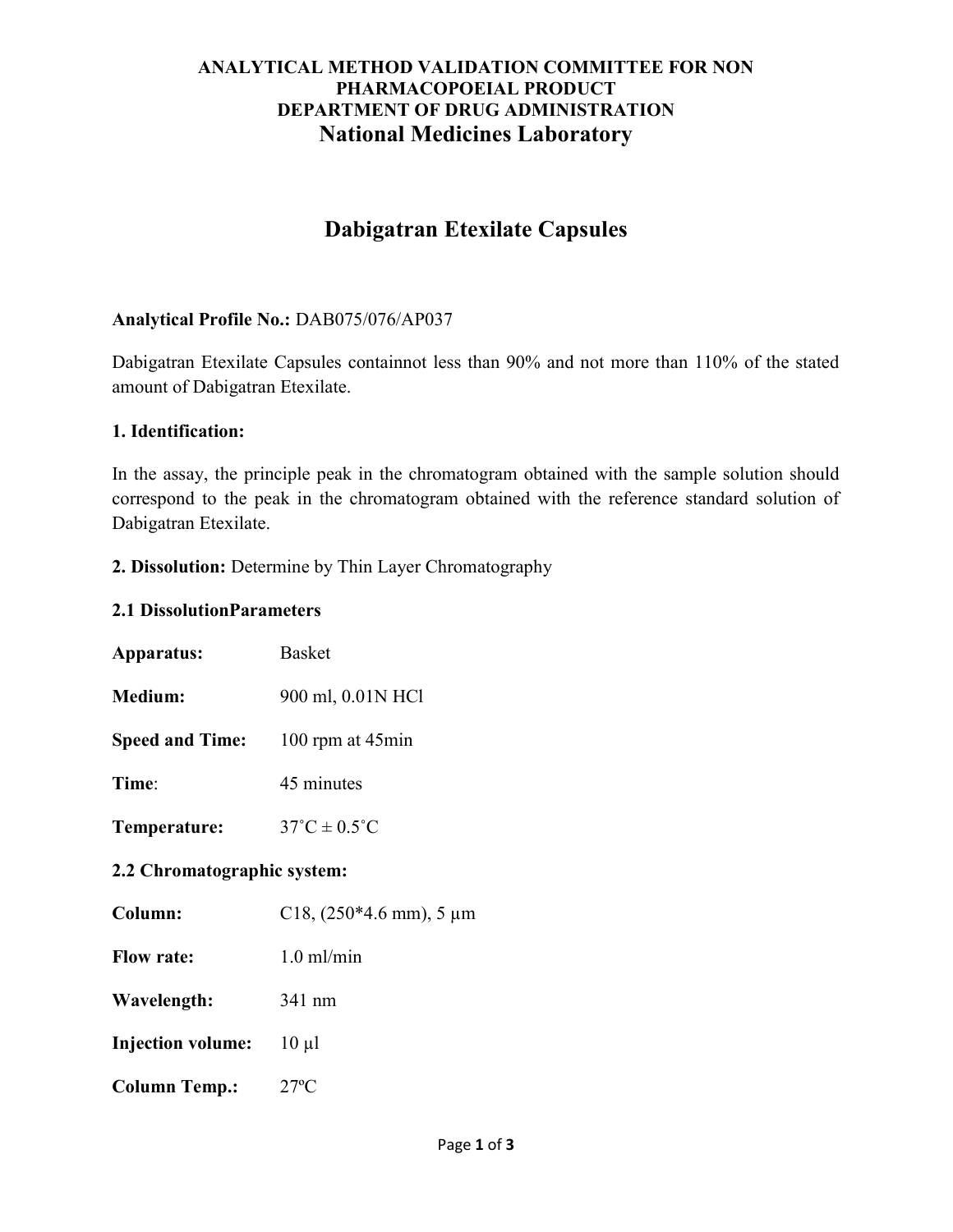**ANALYTICAL METHOD VALIDATION COMMITTEE FOR NON PHARMACOPOEIAL PRODUCT**
**DEPARTMENT OF DRUG ADMINISTRATION**
**National Medicines Laboratory**

# Dabigatran Etexilate Capsules

**Analytical Profile No.:** DAB075/076/AP037

Dabigatran Etexilate Capsules containnot less than 90% and not more than 110% of the stated amount of Dabigatran Etexilate.

**1. Identification:**

In the assay, the principle peak in the chromatogram obtained with the sample solution should correspond to the peak in the chromatogram obtained with the reference standard solution of Dabigatran Etexilate.

**2. Dissolution:** Determine by Thin Layer Chromatography

**2.1 DissolutionParameters**

**Apparatus:** Basket

**Medium:** 900 ml, 0.01N HCl

**Speed and Time:** 100 rpm at 45min

**Time:** 45 minutes

**Temperature:** 37˚C ± 0.5˚C

**2.2 Chromatographic system:**

**Column:** C18, (250*4.6 mm), 5 µm

**Flow rate:** 1.0 ml/min

**Wavelength:** 341 nm

**Injection volume:** 10 µl

**Column Temp.:** 27ºC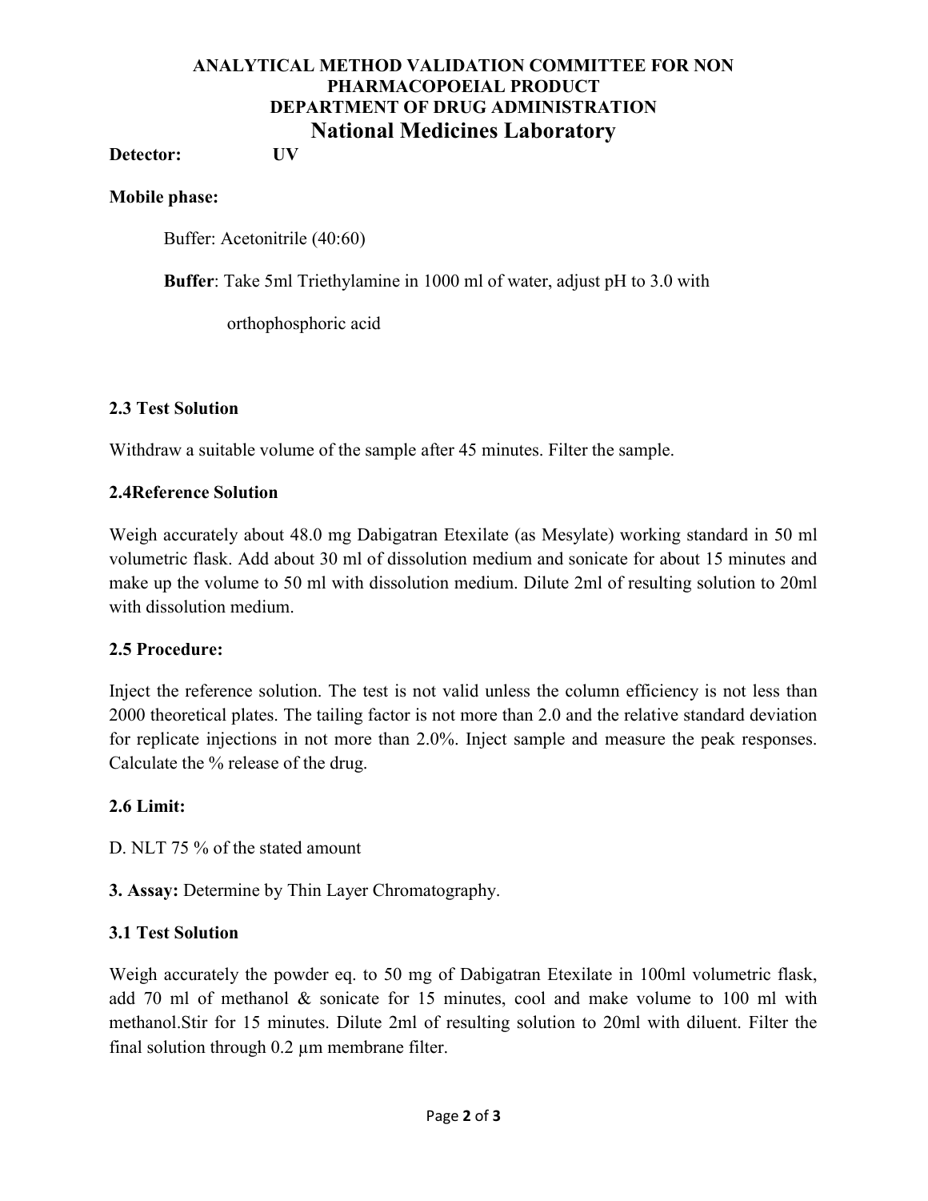**ANALYTICAL METHOD VALIDATION COMMITTEE FOR NON PHARMACOPOEIAL PRODUCT**
**DEPARTMENT OF DRUG ADMINISTRATION**
**National Medicines Laboratory**

**Detector:** UV

**Mobile phase:**

Buffer: Acetonitrile (40:60)

**Buffer**: Take 5ml Triethylamine in 1000 ml of water, adjust pH to 3.0 with orthophosphoric acid

**2.3 Test Solution**

Withdraw a suitable volume of the sample after 45 minutes. Filter the sample.

**2.4Reference Solution**

Weigh accurately about 48.0 mg Dabigatran Etexilate (as Mesylate) working standard in 50 ml volumetric flask. Add about 30 ml of dissolution medium and sonicate for about 15 minutes and make up the volume to 50 ml with dissolution medium. Dilute 2ml of resulting solution to 20ml with dissolution medium.

**2.5 Procedure:**

Inject the reference solution. The test is not valid unless the column efficiency is not less than 2000 theoretical plates. The tailing factor is not more than 2.0 and the relative standard deviation for replicate injections in not more than 2.0%. Inject sample and measure the peak responses. Calculate the % release of the drug.

**2.6 Limit:**

D. NLT 75 % of the stated amount

**3. Assay:** Determine by Thin Layer Chromatography.

**3.1 Test Solution**

Weigh accurately the powder eq. to 50 mg of Dabigatran Etexilate in 100ml volumetric flask, add 70 ml of methanol & sonicate for 15 minutes, cool and make volume to 100 ml with methanol.Stir for 15 minutes. Dilute 2ml of resulting solution to 20ml with diluent. Filter the final solution through 0.2 µm membrane filter.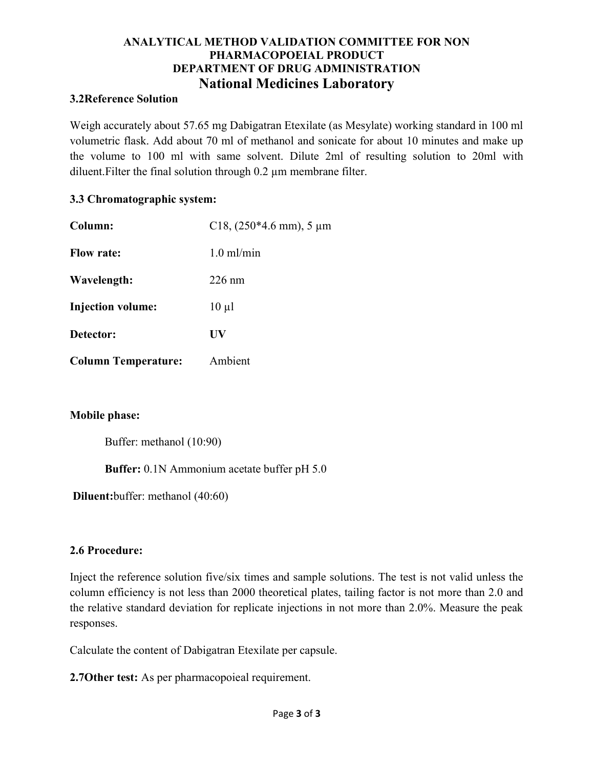**ANALYTICAL METHOD VALIDATION COMMITTEE FOR NON PHARMACOPOEIAL PRODUCT**
**DEPARTMENT OF DRUG ADMINISTRATION**
**National Medicines Laboratory**

### 3.2Reference Solution

Weigh accurately about 57.65 mg Dabigatran Etexilate (as Mesylate) working standard in 100 ml volumetric flask. Add about 70 ml of methanol and sonicate for about 10 minutes and make up the volume to 100 ml with same solvent. Dilute 2ml of resulting solution to 20ml with diluent.Filter the final solution through 0.2 μm membrane filter.

### 3.3 Chromatographic system:

| | |
|---|---|
| **Column:** | C18, (250*4.6 mm), 5 μm |
| **Flow rate:** | 1.0 ml/min |
| **Wavelength:** | 226 nm |
| **Injection volume:** | 10 μl |
| **Detector:** | **UV** |
| **Column Temperature:** | Ambient |

**Mobile phase:**

Buffer: methanol (10:90)

**Buffer:** 0.1N Ammonium acetate buffer pH 5.0

**Diluent:**buffer: methanol (40:60)

### 2.6 Procedure:

Inject the reference solution five/six times and sample solutions. The test is not valid unless the column efficiency is not less than 2000 theoretical plates, tailing factor is not more than 2.0 and the relative standard deviation for replicate injections in not more than 2.0%. Measure the peak responses.

Calculate the content of Dabigatran Etexilate per capsule.

**2.7Other test:** As per pharmacopoieal requirement.